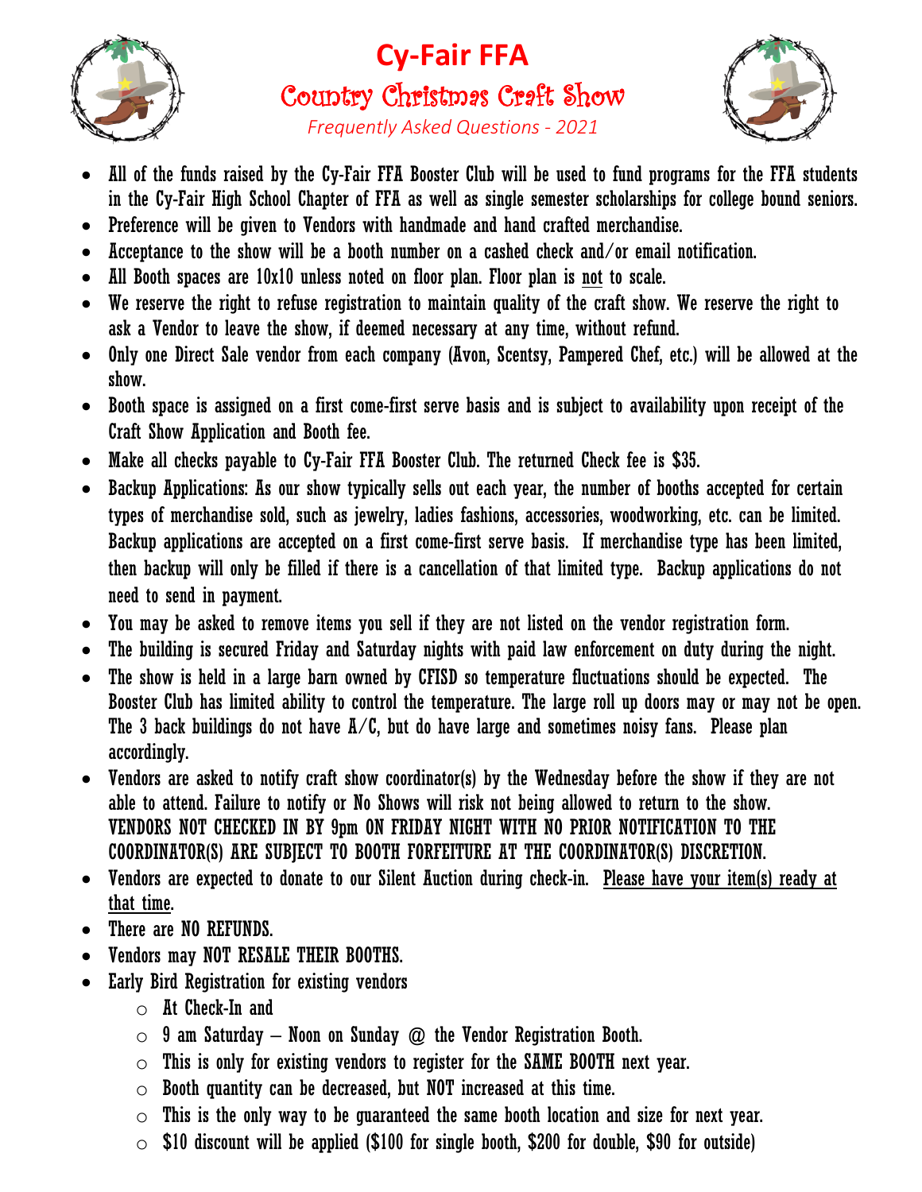# Cy-Fair FFA

## Country Christmas Craft Show

*Frequently Asked Questions - 2021*

- All of the funds raised by the Cy-Fair FFA Booster Club will be used to fund programs for the FFA students in the Cy-Fair High School Chapter of FFA as well as single semester scholarships for college bound seniors.
- Preference will be given to Vendors with handmade and hand crafted merchandise.
- Acceptance to the show will be a booth number on a cashed check and/or email notification.
- All Booth spaces are 10x10 unless noted on floor plan. Floor plan is <u>not</u> to scale.
- We reserve the right to refuse registration to maintain quality of the craft show. We reserve the right to ask a Vendor to leave the show, if deemed necessary at any time, without refund.
- Only one Direct Sale vendor from each company (Avon, Scentsy, Pampered Chef, etc.) will be allowed at the show.
- Booth space is assigned on a first come-first serve basis and is subject to availability upon receipt of the Craft Show Application and Booth fee.
- Make all checks payable to Cy-Fair FFA Booster Club. The returned Check fee is $35.
- Backup Applications: As our show typically sells out each year, the number of booths accepted for certain types of merchandise sold, such as jewelry, ladies fashions, accessories, woodworking, etc. can be limited. Backup applications are accepted on a first come-first serve basis. If merchandise type has been limited, then backup will only be filled if there is a cancellation of that limited type. Backup applications do not need to send in payment.
- You may be asked to remove items you sell if they are not listed on the vendor registration form.
- The building is secured Friday and Saturday nights with paid law enforcement on duty during the night.
- The show is held in a large barn owned by CFISD so temperature fluctuations should be expected. The Booster Club has limited ability to control the temperature. The large roll up doors may or may not be open. The 3 back buildings do not have A/C, but do have large and sometimes noisy fans. Please plan accordingly.
- Vendors are asked to notify craft show coordinator(s) by the Wednesday before the show if they are not able to attend. Failure to notify or No Shows will risk not being allowed to return to the show. **VENDORS NOT CHECKED IN BY 9pm ON FRIDAY NIGHT WITH NO PRIOR NOTIFICATION TO THE COORDINATOR(S) ARE SUBJECT TO BOOTH FORFEITURE AT THE COORDINATOR(S) DISCRETION.**
- Vendors are expected to donate to our Silent Auction during check-in. <u>Please have your item(s) ready at that time</u>.
- There are NO REFUNDS.
- Vendors may NOT RESALE THEIR BOOTHS.
- Early Bird Registration for existing vendors
  - At Check-In and
  - 9 am Saturday – Noon on Sunday @ the Vendor Registration Booth.
  - This is only for existing vendors to register for the SAME BOOTH next year.
  - Booth quantity can be decreased, but NOT increased at this time.
  - This is the only way to be guaranteed the same booth location and size for next year.
  - $10 discount will be applied ($100 for single booth, $200 for double, $90 for outside)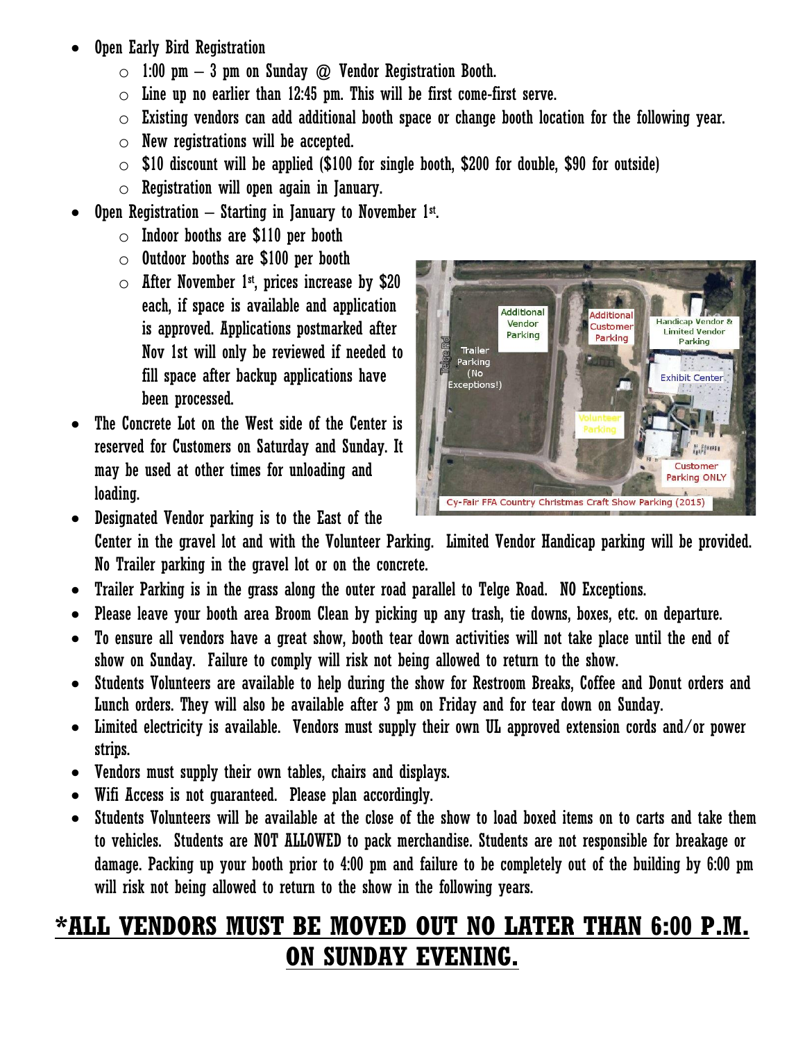- Open Early Bird Registration
  - 1:00 pm – 3 pm on Sunday @ Vendor Registration Booth.
  - Line up no earlier than 12:45 pm. This will be first come-first serve.
  - Existing vendors can add additional booth space or change booth location for the following year.
  - New registrations will be accepted.
  - $10 discount will be applied ($100 for single booth, $200 for double, $90 for outside)
  - Registration will open again in January.
- Open Registration – Starting in January to November 1st.
  - Indoor booths are $110 per booth
  - Outdoor booths are $100 per booth
  - After November 1st, prices increase by $20 each, if space is available and application is approved. Applications postmarked after Nov 1st will only be reviewed if needed to fill space after backup applications have been processed.
- The Concrete Lot on the West side of the Center is reserved for Customers on Saturday and Sunday. It may be used at other times for unloading and loading.
- Designated Vendor parking is to the East of the Center in the gravel lot and with the Volunteer Parking. Limited Vendor Handicap parking will be provided. No Trailer parking in the gravel lot or on the concrete.
- Trailer Parking is in the grass along the outer road parallel to Telge Road. NO Exceptions.
- Please leave your booth area Broom Clean by picking up any trash, tie downs, boxes, etc. on departure.
- To ensure all vendors have a great show, booth tear down activities will not take place until the end of show on Sunday. Failure to comply will risk not being allowed to return to the show.
- Students Volunteers are available to help during the show for Restroom Breaks, Coffee and Donut orders and Lunch orders. They will also be available after 3 pm on Friday and for tear down on Sunday.
- Limited electricity is available. Vendors must supply their own UL approved extension cords and/or power strips.
- Vendors must supply their own tables, chairs and displays.
- Wifi Access is not guaranteed. Please plan accordingly.
- Students Volunteers will be available at the close of the show to load boxed items on to carts and take them to vehicles. Students are NOT ALLOWED to pack merchandise. Students are not responsible for breakage or damage. Packing up your booth prior to 4:00 pm and failure to be completely out of the building by 6:00 pm will risk not being allowed to return to the show in the following years.

Telge Rd

Additional Vendor Parking

Additional Customer Parking

Handicap Vendor & Limited Vendor Parking

Trailer Parking (No Exceptions!)

Exhibit Center

Volunteer Parking

Customer Parking ONLY

Cy-Fair FFA Country Christmas Craft Show Parking (2015)

## *ALL VENDORS MUST BE MOVED OUT NO LATER THAN 6:00 P.M. ON SUNDAY EVENING.